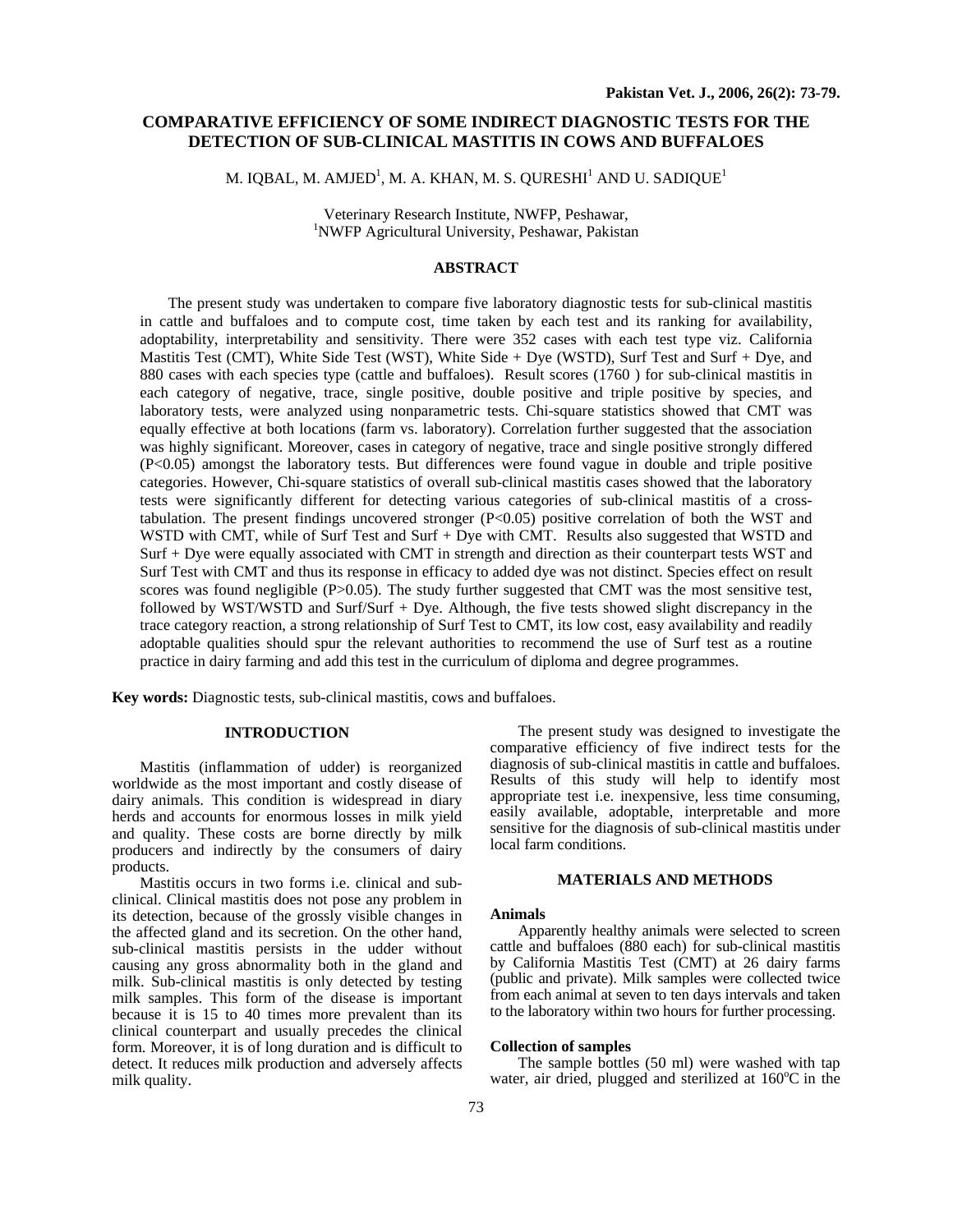# COMPARATIVE EFFICIENCY OF SOME INDIRECT DIAGNOSTIC TESTS FOR THE DETECTION OF SUB-CLINICAL MASTITIS IN COWS AND BUFFALOES

M. IQBAL, M. AMJED[1], M. A. KHAN, M. S. QURESHI[1] AND U. SADIQUE[1]

Veterinary Research Institute, NWFP, Peshawar,
[1]NWFP Agricultural University, Peshawar, Pakistan

## ABSTRACT

The present study was undertaken to compare five laboratory diagnostic tests for sub-clinical mastitis in cattle and buffaloes and to compute cost, time taken by each test and its ranking for availability, adoptability, interpretability and sensitivity. There were 352 cases with each test type viz. California Mastitis Test (CMT), White Side Test (WST), White Side + Dye (WSTD), Surf Test and Surf + Dye, and 880 cases with each species type (cattle and buffaloes). Result scores (1760 ) for sub-clinical mastitis in each category of negative, trace, single positive, double positive and triple positive by species, and laboratory tests, were analyzed using nonparametric tests. Chi-square statistics showed that CMT was equally effective at both locations (farm vs. laboratory). Correlation further suggested that the association was highly significant. Moreover, cases in category of negative, trace and single positive strongly differed ($P<0.05$) amongst the laboratory tests. But differences were found vague in double and triple positive categories. However, Chi-square statistics of overall sub-clinical mastitis cases showed that the laboratory tests were significantly different for detecting various categories of sub-clinical mastitis of a cross-tabulation. The present findings uncovered stronger ($P<0.05$) positive correlation of both the WST and WSTD with CMT, while of Surf Test and Surf + Dye with CMT. Results also suggested that WSTD and Surf + Dye were equally associated with CMT in strength and direction as their counterpart tests WST and Surf Test with CMT and thus its response in efficacy to added dye was not distinct. Species effect on result scores was found negligible ($P>0.05$). The study further suggested that CMT was the most sensitive test, followed by WST/WSTD and Surf/Surf + Dye. Although, the five tests showed slight discrepancy in the trace category reaction, a strong relationship of Surf Test to CMT, its low cost, easy availability and readily adoptable qualities should spur the relevant authorities to recommend the use of Surf test as a routine practice in dairy farming and add this test in the curriculum of diploma and degree programmes.

**Key words:** Diagnostic tests, sub-clinical mastitis, cows and buffaloes.

## INTRODUCTION

Mastitis (inflammation of udder) is reorganized worldwide as the most important and costly disease of dairy animals. This condition is widespread in diary herds and accounts for enormous losses in milk yield and quality. These costs are borne directly by milk producers and indirectly by the consumers of dairy products.

Mastitis occurs in two forms i.e. clinical and sub-clinical. Clinical mastitis does not pose any problem in its detection, because of the grossly visible changes in the affected gland and its secretion. On the other hand, sub-clinical mastitis persists in the udder without causing any gross abnormality both in the gland and milk. Sub-clinical mastitis is only detected by testing milk samples. This form of the disease is important because it is 15 to 40 times more prevalent than its clinical counterpart and usually precedes the clinical form. Moreover, it is of long duration and is difficult to detect. It reduces milk production and adversely affects milk quality.

The present study was designed to investigate the comparative efficiency of five indirect tests for the diagnosis of sub-clinical mastitis in cattle and buffaloes. Results of this study will help to identify most appropriate test i.e. inexpensive, less time consuming, easily available, adoptable, interpretable and more sensitive for the diagnosis of sub-clinical mastitis under local farm conditions.

## MATERIALS AND METHODS

### Animals

Apparently healthy animals were selected to screen cattle and buffaloes (880 each) for sub-clinical mastitis by California Mastitis Test (CMT) at 26 dairy farms (public and private). Milk samples were collected twice from each animal at seven to ten days intervals and taken to the laboratory within two hours for further processing.

### Collection of samples

The sample bottles (50 ml) were washed with tap water, air dried, plugged and sterilized at 160°C in the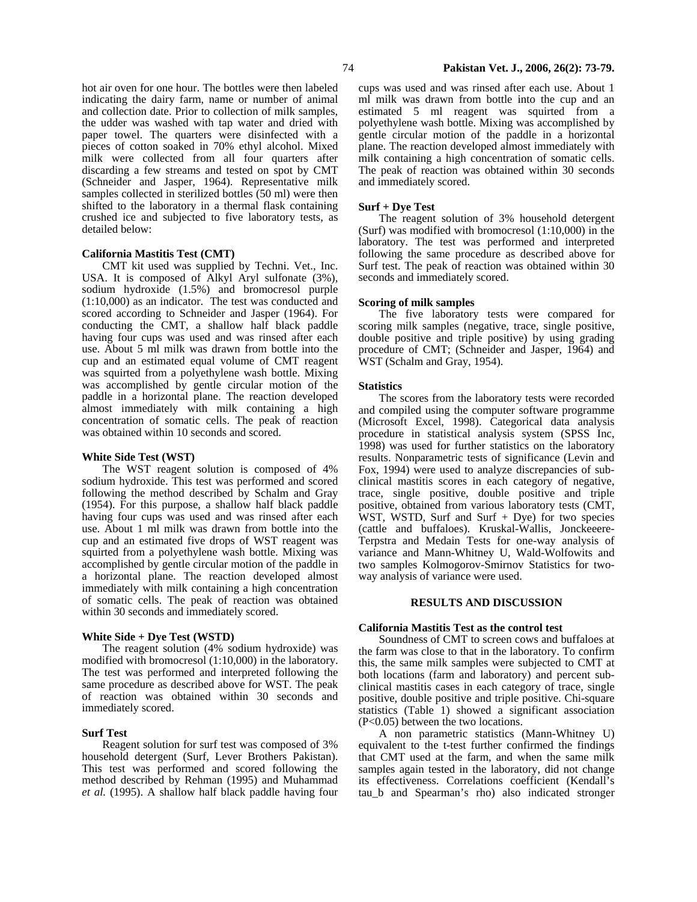hot air oven for one hour. The bottles were then labeled indicating the dairy farm, name or number of animal and collection date. Prior to collection of milk samples, the udder was washed with tap water and dried with paper towel. The quarters were disinfected with a pieces of cotton soaked in 70% ethyl alcohol. Mixed milk were collected from all four quarters after discarding a few streams and tested on spot by CMT (Schneider and Jasper, 1964). Representative milk samples collected in sterilized bottles (50 ml) were then shifted to the laboratory in a thermal flask containing crushed ice and subjected to five laboratory tests, as detailed below:

**California Mastitis Test (CMT)**

CMT kit used was supplied by Techni. Vet., Inc. USA. It is composed of Alkyl Aryl sulfonate (3%), sodium hydroxide (1.5%) and bromocresol purple (1:10,000) as an indicator. The test was conducted and scored according to Schneider and Jasper (1964). For conducting the CMT, a shallow half black paddle having four cups was used and was rinsed after each use. About 5 ml milk was drawn from bottle into the cup and an estimated equal volume of CMT reagent was squirted from a polyethylene wash bottle. Mixing was accomplished by gentle circular motion of the paddle in a horizontal plane. The reaction developed almost immediately with milk containing a high concentration of somatic cells. The peak of reaction was obtained within 10 seconds and scored.

**White Side Test (WST)**

The WST reagent solution is composed of 4% sodium hydroxide. This test was performed and scored following the method described by Schalm and Gray (1954). For this purpose, a shallow half black paddle having four cups was used and was rinsed after each use. About 1 ml milk was drawn from bottle into the cup and an estimated five drops of WST reagent was squirted from a polyethylene wash bottle. Mixing was accomplished by gentle circular motion of the paddle in a horizontal plane. The reaction developed almost immediately with milk containing a high concentration of somatic cells. The peak of reaction was obtained within 30 seconds and immediately scored.

**White Side + Dye Test (WSTD)**

The reagent solution (4% sodium hydroxide) was modified with bromocresol (1:10,000) in the laboratory. The test was performed and interpreted following the same procedure as described above for WST. The peak of reaction was obtained within 30 seconds and immediately scored.

**Surf Test**

Reagent solution for surf test was composed of 3% household detergent (Surf, Lever Brothers Pakistan). This test was performed and scored following the method described by Rehman (1995) and Muhammad *et al.* (1995). A shallow half black paddle having four cups was used and was rinsed after each use. About 1 ml milk was drawn from bottle into the cup and an estimated 5 ml reagent was squirted from a polyethylene wash bottle. Mixing was accomplished by gentle circular motion of the paddle in a horizontal plane. The reaction developed almost immediately with milk containing a high concentration of somatic cells. The peak of reaction was obtained within 30 seconds and immediately scored.

**Surf + Dye Test**

The reagent solution of 3% household detergent (Surf) was modified with bromocresol (1:10,000) in the laboratory. The test was performed and interpreted following the same procedure as described above for Surf test. The peak of reaction was obtained within 30 seconds and immediately scored.

**Scoring of milk samples**

The five laboratory tests were compared for scoring milk samples (negative, trace, single positive, double positive and triple positive) by using grading procedure of CMT; (Schneider and Jasper, 1964) and WST (Schalm and Gray, 1954).

**Statistics**

The scores from the laboratory tests were recorded and compiled using the computer software programme (Microsoft Excel, 1998). Categorical data analysis procedure in statistical analysis system (SPSS Inc, 1998) was used for further statistics on the laboratory results. Nonparametric tests of significance (Levin and Fox, 1994) were used to analyze discrepancies of sub-clinical mastitis scores in each category of negative, trace, single positive, double positive and triple positive, obtained from various laboratory tests (CMT, WST, WSTD, Surf and Surf + Dye) for two species (cattle and buffaloes). Kruskal-Wallis, Jonckeeere-Terpstra and Medain Tests for one-way analysis of variance and Mann-Whitney U, Wald-Wolfowits and two samples Kolmogorov-Smirnov Statistics for two-way analysis of variance were used.

## RESULTS AND DISCUSSION

**California Mastitis Test as the control test**

Soundness of CMT to screen cows and buffaloes at the farm was close to that in the laboratory. To confirm this, the same milk samples were subjected to CMT at both locations (farm and laboratory) and percent sub-clinical mastitis cases in each category of trace, single positive, double positive and triple positive. Chi-square statistics (Table 1) showed a significant association ($P<0.05$) between the two locations.

A non parametric statistics (Mann-Whitney U) equivalent to the t-test further confirmed the findings that CMT used at the farm, and when the same milk samples again tested in the laboratory, did not change its effectiveness. Correlations coefficient (Kendall's tau_b and Spearman's rho) also indicated stronger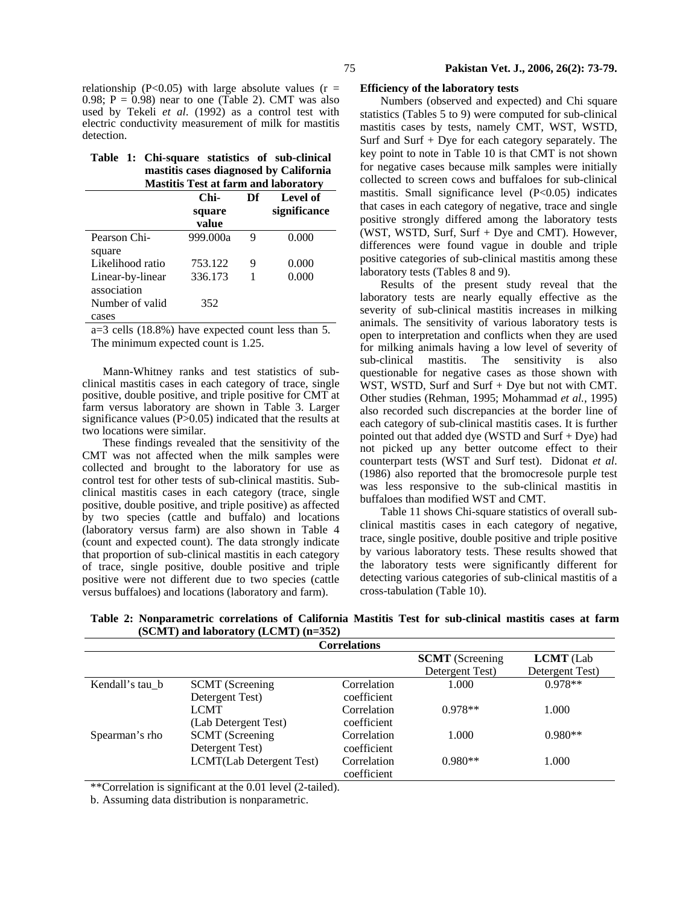relationship ($P<0.05$) with large absolute values ($r = 0.98$; $P = 0.98$) near to one (Table 2). CMT was also used by Tekeli *et al*. (1992) as a control test with electric conductivity measurement of milk for mastitis detection.

**Table 1: Chi-square statistics of sub-clinical mastitis cases diagnosed by California Mastitis Test at farm and laboratory**

| | Chi-square value | Df | Level of significance |
|---|---|---|---|
| Pearson Chi-square | 999.000a | 9 | 0.000 |
| Likelihood ratio | 753.122 | 9 | 0.000 |
| Linear-by-linear association | 336.173 | 1 | 0.000 |
| Number of valid cases | 352 | | |

a=3 cells (18.8%) have expected count less than 5. The minimum expected count is 1.25.

Mann-Whitney ranks and test statistics of sub-clinical mastitis cases in each category of trace, single positive, double positive, and triple positive for CMT at farm versus laboratory are shown in Table 3. Larger significance values ($P>0.05$) indicated that the results at two locations were similar.

These findings revealed that the sensitivity of the CMT was not affected when the milk samples were collected and brought to the laboratory for use as control test for other tests of sub-clinical mastitis. Sub-clinical mastitis cases in each category (trace, single positive, double positive, and triple positive) as affected by two species (cattle and buffalo) and locations (laboratory versus farm) are also shown in Table 4 (count and expected count). The data strongly indicate that proportion of sub-clinical mastitis in each category of trace, single positive, double positive and triple positive were not different due to two species (cattle versus buffaloes) and locations (laboratory and farm).

**Efficiency of the laboratory tests**

Numbers (observed and expected) and Chi square statistics (Tables 5 to 9) were computed for sub-clinical mastitis cases by tests, namely CMT, WST, WSTD, Surf and Surf + Dye for each category separately. The key point to note in Table 10 is that CMT is not shown for negative cases because milk samples were initially collected to screen cows and buffaloes for sub-clinical mastitis. Small significance level ($P<0.05$) indicates that cases in each category of negative, trace and single positive strongly differed among the laboratory tests (WST, WSTD, Surf, Surf + Dye and CMT). However, differences were found vague in double and triple positive categories of sub-clinical mastitis among these laboratory tests (Tables 8 and 9).

Results of the present study reveal that the laboratory tests are nearly equally effective as the severity of sub-clinical mastitis increases in milking animals. The sensitivity of various laboratory tests is open to interpretation and conflicts when they are used for milking animals having a low level of severity of sub-clinical mastitis. The sensitivity is also questionable for negative cases as those shown with WST, WSTD, Surf and Surf + Dye but not with CMT. Other studies (Rehman, 1995; Mohammad *et al.*, 1995) also recorded such discrepancies at the border line of each category of sub-clinical mastitis cases. It is further pointed out that added dye (WSTD and Surf + Dye) had not picked up any better outcome effect to their counterpart tests (WST and Surf test). Didonat *et al*. (1986) also reported that the bromocresole purple test was less responsive to the sub-clinical mastitis in buffaloes than modified WST and CMT.

Table 11 shows Chi-square statistics of overall sub-clinical mastitis cases in each category of negative, trace, single positive, double positive and triple positive by various laboratory tests. These results showed that the laboratory tests were significantly different for detecting various categories of sub-clinical mastitis of a cross-tabulation (Table 10).

**Table 2: Nonparametric correlations of California Mastitis Test for sub-clinical mastitis cases at farm (SCMT) and laboratory (LCMT) (n=352)**

| Correlations | | | | |
|---|---|---|---|---|
| | | | **SCMT** (Screening Detergent Test) | **LCMT** (Lab Detergent Test) |
| Kendall's tau_b | SCMT (Screening Detergent Test) | Correlation coefficient | 1.000 | 0.978** |
| | LCMT (Lab Detergent Test) | Correlation coefficient | 0.978** | 1.000 |
| Spearman's rho | SCMT (Screening Detergent Test) | Correlation coefficient | 1.000 | 0.980** |
| | LCMT(Lab Detergent Test) | Correlation coefficient | 0.980** | 1.000 |

**Correlation is significant at the 0.01 level (2-tailed).

b. Assuming data distribution is nonparametric.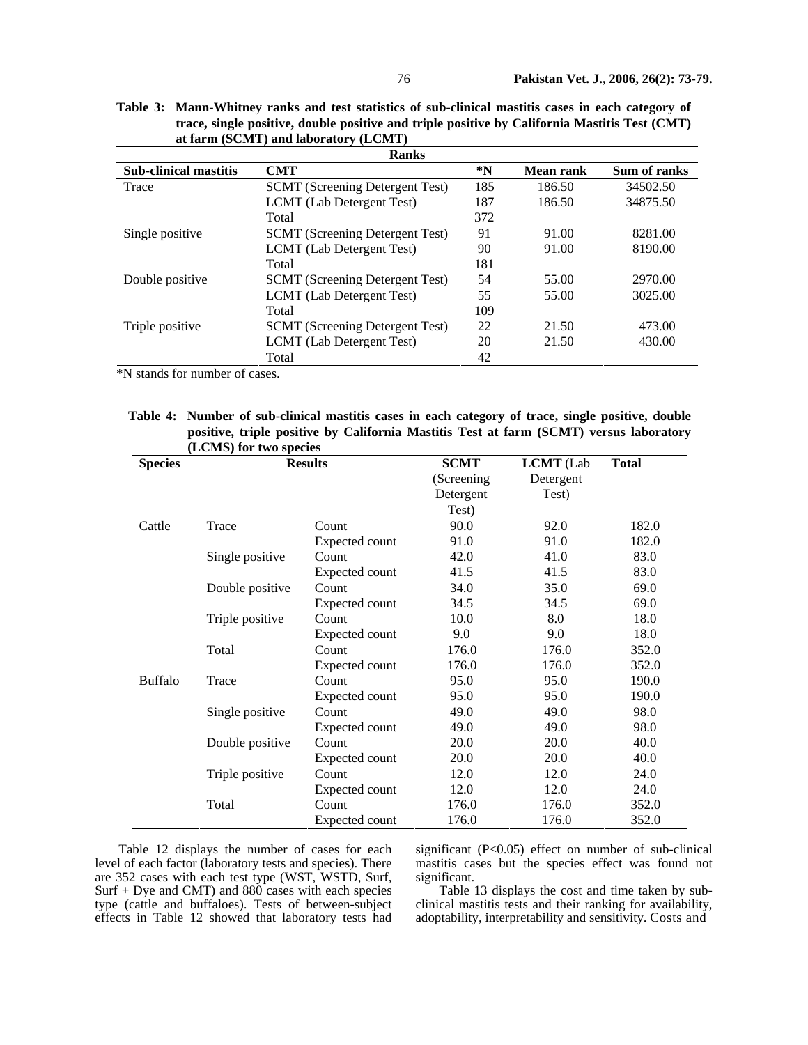**Table 3: Mann-Whitney ranks and test statistics of sub-clinical mastitis cases in each category of trace, single positive, double positive and triple positive by California Mastitis Test (CMT) at farm (SCMT) and laboratory (LCMT)**

| Ranks | | | | |
|---|---|---|---|---|
| **Sub-clinical mastitis** | **CMT** | **\*N** | **Mean rank** | **Sum of ranks** |
| Trace | SCMT (Screening Detergent Test) | 185 | 186.50 | 34502.50 |
| | LCMT (Lab Detergent Test) | 187 | 186.50 | 34875.50 |
| | Total | 372 | | |
| Single positive | SCMT (Screening Detergent Test) | 91 | 91.00 | 8281.00 |
| | LCMT (Lab Detergent Test) | 90 | 91.00 | 8190.00 |
| | Total | 181 | | |
| Double positive | SCMT (Screening Detergent Test) | 54 | 55.00 | 2970.00 |
| | LCMT (Lab Detergent Test) | 55 | 55.00 | 3025.00 |
| | Total | 109 | | |
| Triple positive | SCMT (Screening Detergent Test) | 22 | 21.50 | 473.00 |
| | LCMT (Lab Detergent Test) | 20 | 21.50 | 430.00 |
| | Total | 42 | | |

*N stands for number of cases.

**Table 4: Number of sub-clinical mastitis cases in each category of trace, single positive, double positive, triple positive by California Mastitis Test at farm (SCMT) versus laboratory (LCMS) for two species**

| Species | Results | | SCMT (Screening Detergent Test) | LCMT (Lab Detergent Test) | Total |
|---|---|---|---|---|---|
| Cattle | Trace | Count | 90.0 | 92.0 | 182.0 |
| | | Expected count | 91.0 | 91.0 | 182.0 |
| | Single positive | Count | 42.0 | 41.0 | 83.0 |
| | | Expected count | 41.5 | 41.5 | 83.0 |
| | Double positive | Count | 34.0 | 35.0 | 69.0 |
| | | Expected count | 34.5 | 34.5 | 69.0 |
| | Triple positive | Count | 10.0 | 8.0 | 18.0 |
| | | Expected count | 9.0 | 9.0 | 18.0 |
| | Total | Count | 176.0 | 176.0 | 352.0 |
| | | Expected count | 176.0 | 176.0 | 352.0 |
| Buffalo | Trace | Count | 95.0 | 95.0 | 190.0 |
| | | Expected count | 95.0 | 95.0 | 190.0 |
| | Single positive | Count | 49.0 | 49.0 | 98.0 |
| | | Expected count | 49.0 | 49.0 | 98.0 |
| | Double positive | Count | 20.0 | 20.0 | 40.0 |
| | | Expected count | 20.0 | 20.0 | 40.0 |
| | Triple positive | Count | 12.0 | 12.0 | 24.0 |
| | | Expected count | 12.0 | 12.0 | 24.0 |
| | Total | Count | 176.0 | 176.0 | 352.0 |
| | | Expected count | 176.0 | 176.0 | 352.0 |

Table 12 displays the number of cases for each level of each factor (laboratory tests and species). There are 352 cases with each test type (WST, WSTD, Surf, Surf + Dye and CMT) and 880 cases with each species type (cattle and buffaloes). Tests of between-subject effects in Table 12 showed that laboratory tests had significant ($P<0.05$) effect on number of sub-clinical mastitis cases but the species effect was found not significant.

Table 13 displays the cost and time taken by sub-clinical mastitis tests and their ranking for availability, adoptability, interpretability and sensitivity. Costs and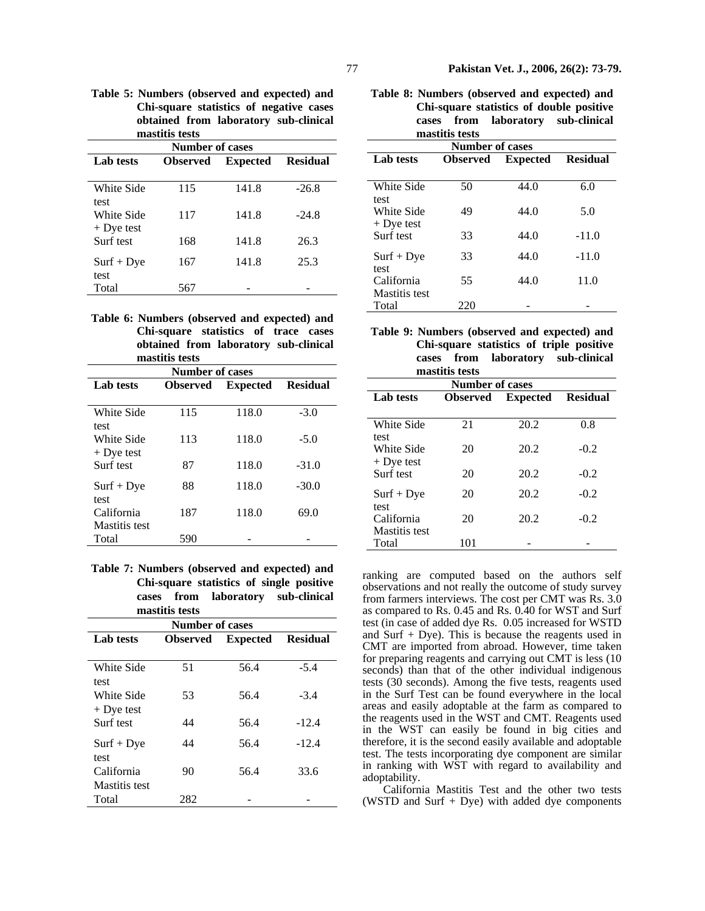**Table 5: Numbers (observed and expected) and Chi-square statistics of negative cases obtained from laboratory sub-clinical mastitis tests**

| | Number of cases | | |
|---|---|---|---|
| Lab tests | Observed | Expected | Residual |
| White Side test | 115 | 141.8 | -26.8 |
| White Side + Dye test | 117 | 141.8 | -24.8 |
| Surf test | 168 | 141.8 | 26.3 |
| Surf + Dye test | 167 | 141.8 | 25.3 |
| Total | 567 | - | - |

**Table 6: Numbers (observed and expected) and Chi-square statistics of trace cases obtained from laboratory sub-clinical mastitis tests**

| | Number of cases | | |
|---|---|---|---|
| Lab tests | Observed | Expected | Residual |
| White Side test | 115 | 118.0 | -3.0 |
| White Side + Dye test | 113 | 118.0 | -5.0 |
| Surf test | 87 | 118.0 | -31.0 |
| Surf + Dye test | 88 | 118.0 | -30.0 |
| California Mastitis test | 187 | 118.0 | 69.0 |
| Total | 590 | - | - |

**Table 7: Numbers (observed and expected) and Chi-square statistics of single positive cases from laboratory sub-clinical mastitis tests**

| | Number of cases | | |
|---|---|---|---|
| Lab tests | Observed | Expected | Residual |
| White Side test | 51 | 56.4 | -5.4 |
| White Side + Dye test | 53 | 56.4 | -3.4 |
| Surf test | 44 | 56.4 | -12.4 |
| Surf + Dye test | 44 | 56.4 | -12.4 |
| California Mastitis test | 90 | 56.4 | 33.6 |
| Total | 282 | - | - |

**Table 8: Numbers (observed and expected) and Chi-square statistics of double positive cases from laboratory sub-clinical mastitis tests**

| | Number of cases | | |
|---|---|---|---|
| Lab tests | Observed | Expected | Residual |
| White Side test | 50 | 44.0 | 6.0 |
| White Side + Dye test | 49 | 44.0 | 5.0 |
| Surf test | 33 | 44.0 | -11.0 |
| Surf + Dye test | 33 | 44.0 | -11.0 |
| California Mastitis test | 55 | 44.0 | 11.0 |
| Total | 220 | - | - |

**Table 9: Numbers (observed and expected) and Chi-square statistics of triple positive cases from laboratory sub-clinical mastitis tests**

| | Number of cases | | |
|---|---|---|---|
| Lab tests | Observed | Expected | Residual |
| White Side test | 21 | 20.2 | 0.8 |
| White Side + Dye test | 20 | 20.2 | -0.2 |
| Surf test | 20 | 20.2 | -0.2 |
| Surf + Dye test | 20 | 20.2 | -0.2 |
| California Mastitis test | 20 | 20.2 | -0.2 |
| Total | 101 | - | - |

ranking are computed based on the authors self observations and not really the outcome of study survey from farmers interviews. The cost per CMT was Rs. 3.0 as compared to Rs. 0.45 and Rs. 0.40 for WST and Surf test (in case of added dye Rs. 0.05 increased for WSTD and Surf + Dye). This is because the reagents used in CMT are imported from abroad. However, time taken for preparing reagents and carrying out CMT is less (10 seconds) than that of the other individual indigenous tests (30 seconds). Among the five tests, reagents used in the Surf Test can be found everywhere in the local areas and easily adoptable at the farm as compared to the reagents used in the WST and CMT. Reagents used in the WST can easily be found in big cities and therefore, it is the second easily available and adoptable test. The tests incorporating dye component are similar in ranking with WST with regard to availability and adoptability.

California Mastitis Test and the other two tests (WSTD and Surf + Dye) with added dye components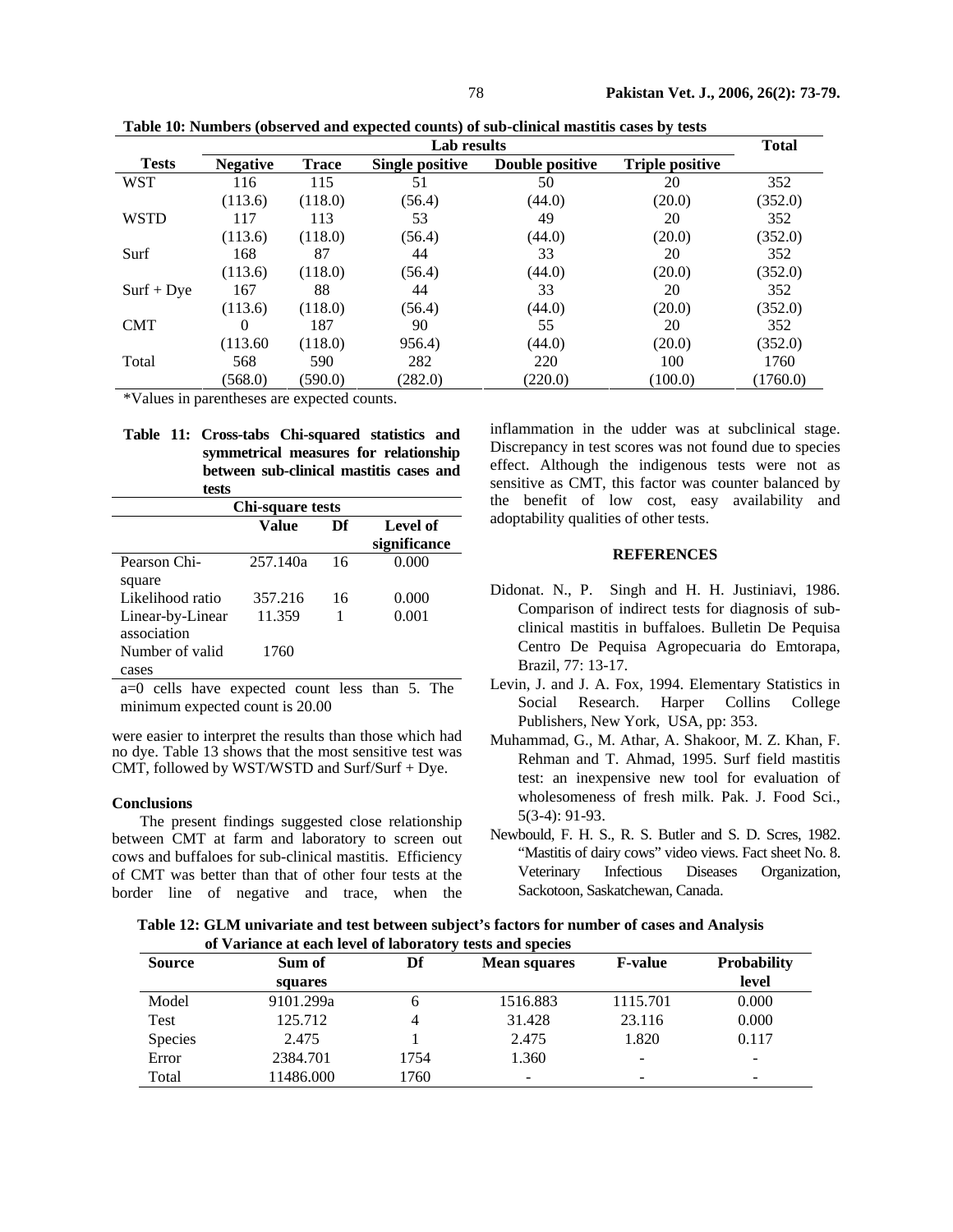**Table 10: Numbers (observed and expected counts) of sub-clinical mastitis cases by tests**

| Tests | Lab results | | | | | Total |
|---|---|---|---|---|---|---|
| | Negative | Trace | Single positive | Double positive | Triple positive | |
| WST | 116 | 115 | 51 | 50 | 20 | 352 |
| | (113.6) | (118.0) | (56.4) | (44.0) | (20.0) | (352.0) |
| WSTD | 117 | 113 | 53 | 49 | 20 | 352 |
| | (113.6) | (118.0) | (56.4) | (44.0) | (20.0) | (352.0) |
| Surf | 168 | 87 | 44 | 33 | 20 | 352 |
| | (113.6) | (118.0) | (56.4) | (44.0) | (20.0) | (352.0) |
| Surf + Dye | 167 | 88 | 44 | 33 | 20 | 352 |
| | (113.6) | (118.0) | (56.4) | (44.0) | (20.0) | (352.0) |
| CMT | 0 | 187 | 90 | 55 | 20 | 352 |
| | (113.60 | (118.0) | 956.4) | (44.0) | (20.0) | (352.0) |
| Total | 568 | 590 | 282 | 220 | 100 | 1760 |
| | (568.0) | (590.0) | (282.0) | (220.0) | (100.0) | (1760.0) |

*Values in parentheses are expected counts.

**Table 11: Cross-tabs Chi-squared statistics and symmetrical measures for relationship between sub-clinical mastitis cases and tests**

| | Chi-square tests | | |
|---|---|---|---|
| | Value | Df | Level of significance |
| Pearson Chi-square | 257.140a | 16 | 0.000 |
| Likelihood ratio | 357.216 | 16 | 0.000 |
| Linear-by-Linear association | 11.359 | 1 | 0.001 |
| Number of valid cases | 1760 | | |

a=0 cells have expected count less than 5. The minimum expected count is 20.00

were easier to interpret the results than those which had no dye. Table 13 shows that the most sensitive test was CMT, followed by WST/WSTD and Surf/Surf + Dye.

### Conclusions

The present findings suggested close relationship between CMT at farm and laboratory to screen out cows and buffaloes for sub-clinical mastitis. Efficiency of CMT was better than that of other four tests at the border line of negative and trace, when the inflammation in the udder was at subclinical stage. Discrepancy in test scores was not found due to species effect. Although the indigenous tests were not as sensitive as CMT, this factor was counter balanced by the benefit of low cost, easy availability and adoptability qualities of other tests.

## REFERENCES

Didonat. N., P. Singh and H. H. Justiniavi, 1986. Comparison of indirect tests for diagnosis of sub-clinical mastitis in buffaloes. Bulletin De Pequisa Centro De Pequisa Agropecuaria do Emtorapa, Brazil, 77: 13-17.

Levin, J. and J. A. Fox, 1994. Elementary Statistics in Social Research. Harper Collins College Publishers, New York, USA, pp: 353.

Muhammad, G., M. Athar, A. Shakoor, M. Z. Khan, F. Rehman and T. Ahmad, 1995. Surf field mastitis test: an inexpensive new tool for evaluation of wholesomeness of fresh milk. Pak. J. Food Sci., 5(3-4): 91-93.

Newbould, F. H. S., R. S. Butler and S. D. Scres, 1982. "Mastitis of dairy cows" video views. Fact sheet No. 8. Veterinary Infectious Diseases Organization, Sackotoon, Saskatchewan, Canada.

**Table 12: GLM univariate and test between subject's factors for number of cases and Analysis of Variance at each level of laboratory tests and species**

| Source | Sum of squares | Df | Mean squares | F-value | Probability level |
|---|---|---|---|---|---|
| Model | 9101.299a | 6 | 1516.883 | 1115.701 | 0.000 |
| Test | 125.712 | 4 | 31.428 | 23.116 | 0.000 |
| Species | 2.475 | 1 | 2.475 | 1.820 | 0.117 |
| Error | 2384.701 | 1754 | 1.360 | - | - |
| Total | 11486.000 | 1760 | - | - | - |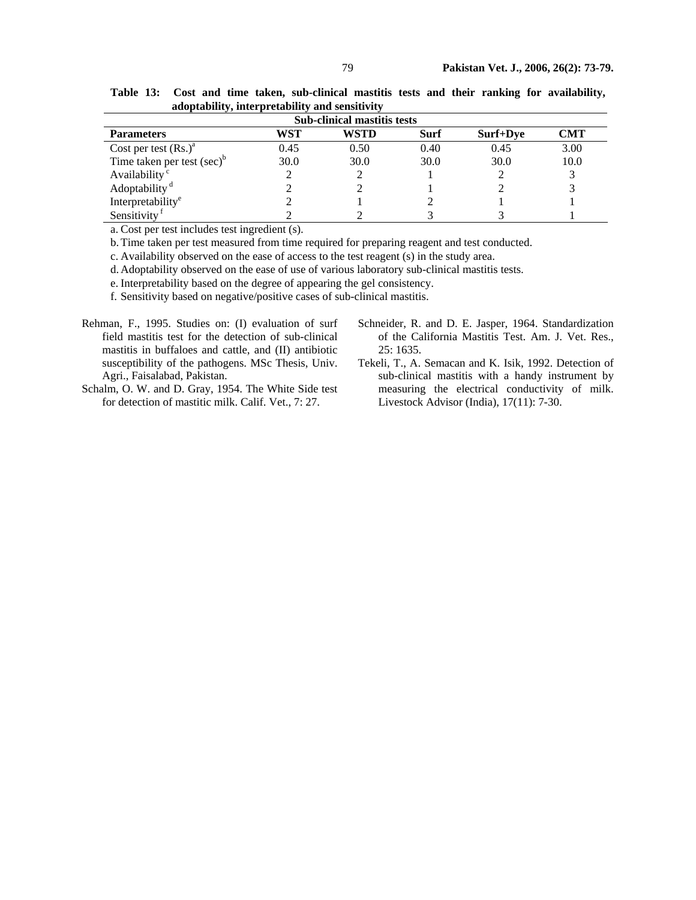**Table 13: Cost and time taken, sub-clinical mastitis tests and their ranking for availability, adoptability, interpretability and sensitivity**

| | Sub-clinical mastitis tests | | | | |
|---|---|---|---|---|---|
| **Parameters** | **WST** | **WSTD** | **Surf** | **Surf+Dye** | **CMT** |
| Cost per test (Rs.)[a] | 0.45 | 0.50 | 0.40 | 0.45 | 3.00 |
| Time taken per test (sec)[b] | 30.0 | 30.0 | 30.0 | 30.0 | 10.0 |
| Availability[c] | 2 | 2 | 1 | 2 | 3 |
| Adoptability[d] | 2 | 2 | 1 | 2 | 3 |
| Interpretability[e] | 2 | 1 | 2 | 1 | 1 |
| Sensitivity[f] | 2 | 2 | 3 | 3 | 1 |

a. Cost per test includes test ingredient (s).

b. Time taken per test measured from time required for preparing reagent and test conducted.

c. Availability observed on the ease of access to the test reagent (s) in the study area.

d. Adoptability observed on the ease of use of various laboratory sub-clinical mastitis tests.

e. Interpretability based on the degree of appearing the gel consistency.

f. Sensitivity based on negative/positive cases of sub-clinical mastitis.

Rehman, F., 1995. Studies on: (I) evaluation of surf field mastitis test for the detection of sub-clinical mastitis in buffaloes and cattle, and (II) antibiotic susceptibility of the pathogens. MSc Thesis, Univ. Agri., Faisalabad, Pakistan.

Schalm, O. W. and D. Gray, 1954. The White Side test for detection of mastitic milk. Calif. Vet., 7: 27.

Schneider, R. and D. E. Jasper, 1964. Standardization of the California Mastitis Test. Am. J. Vet. Res., 25: 1635.

Tekeli, T., A. Semacan and K. Isik, 1992. Detection of sub-clinical mastitis with a handy instrument by measuring the electrical conductivity of milk. Livestock Advisor (India), 17(11): 7-30.